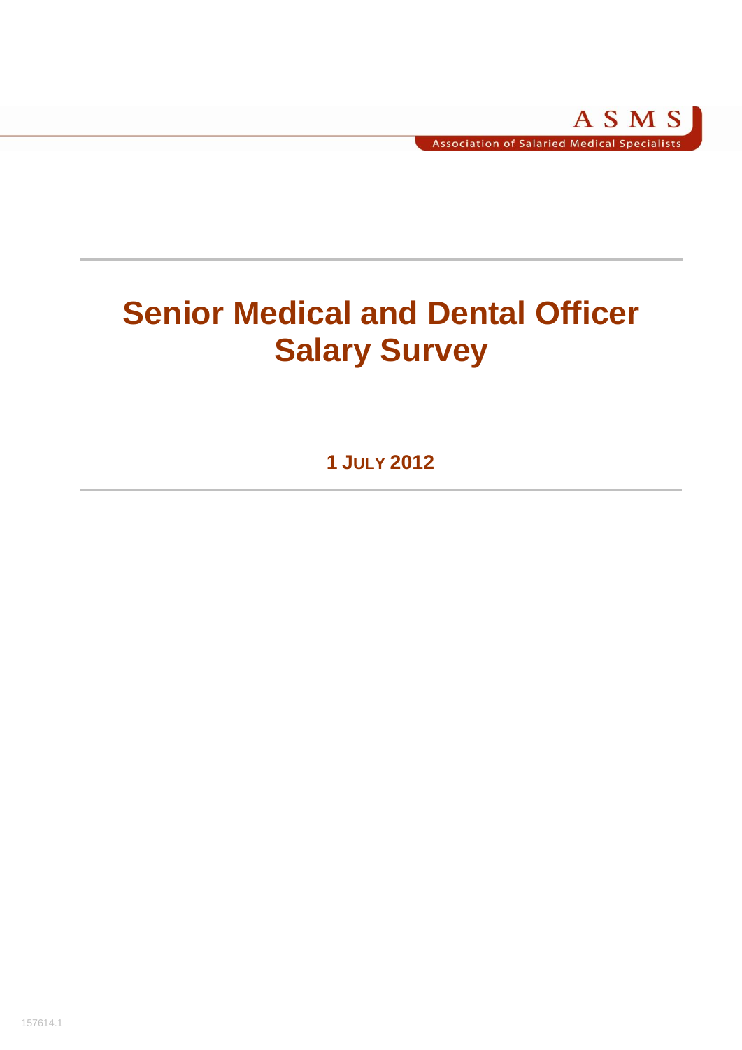ASMS

Association of Salaried Medical Specialists

# Senior Medical and Dental Officer Salary Survey

**1 JULY 2012**

157614.1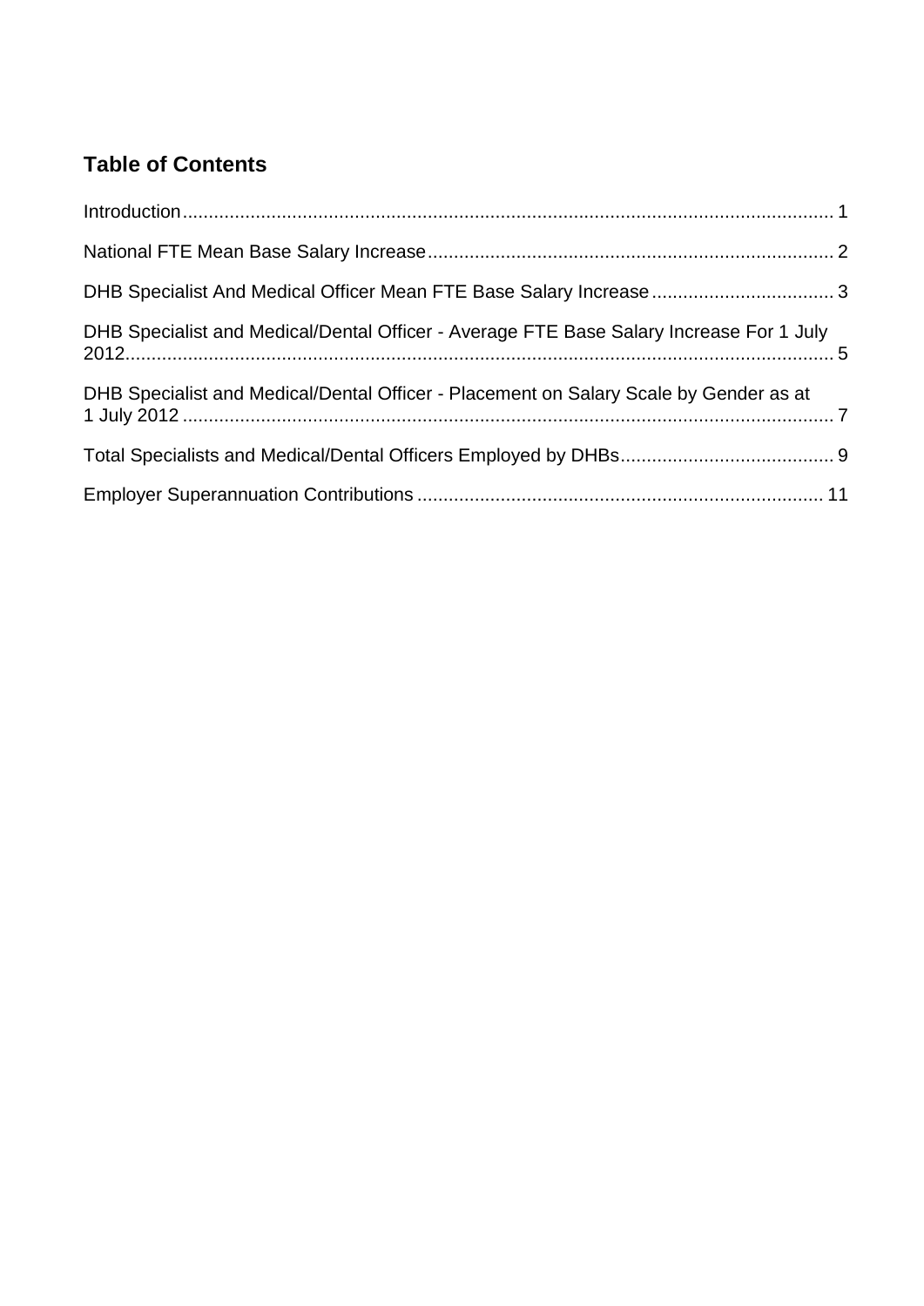## Table of Contents

Introduction ........ 1

National FTE Mean Base Salary Increase ........ 2

DHB Specialist And Medical Officer Mean FTE Base Salary Increase ........ 3

DHB Specialist and Medical/Dental Officer - Average FTE Base Salary Increase For 1 July 2012 ........ 5

DHB Specialist and Medical/Dental Officer - Placement on Salary Scale by Gender as at 1 July 2012 ........ 7

Total Specialists and Medical/Dental Officers Employed by DHBs ........ 9

Employer Superannuation Contributions ........ 11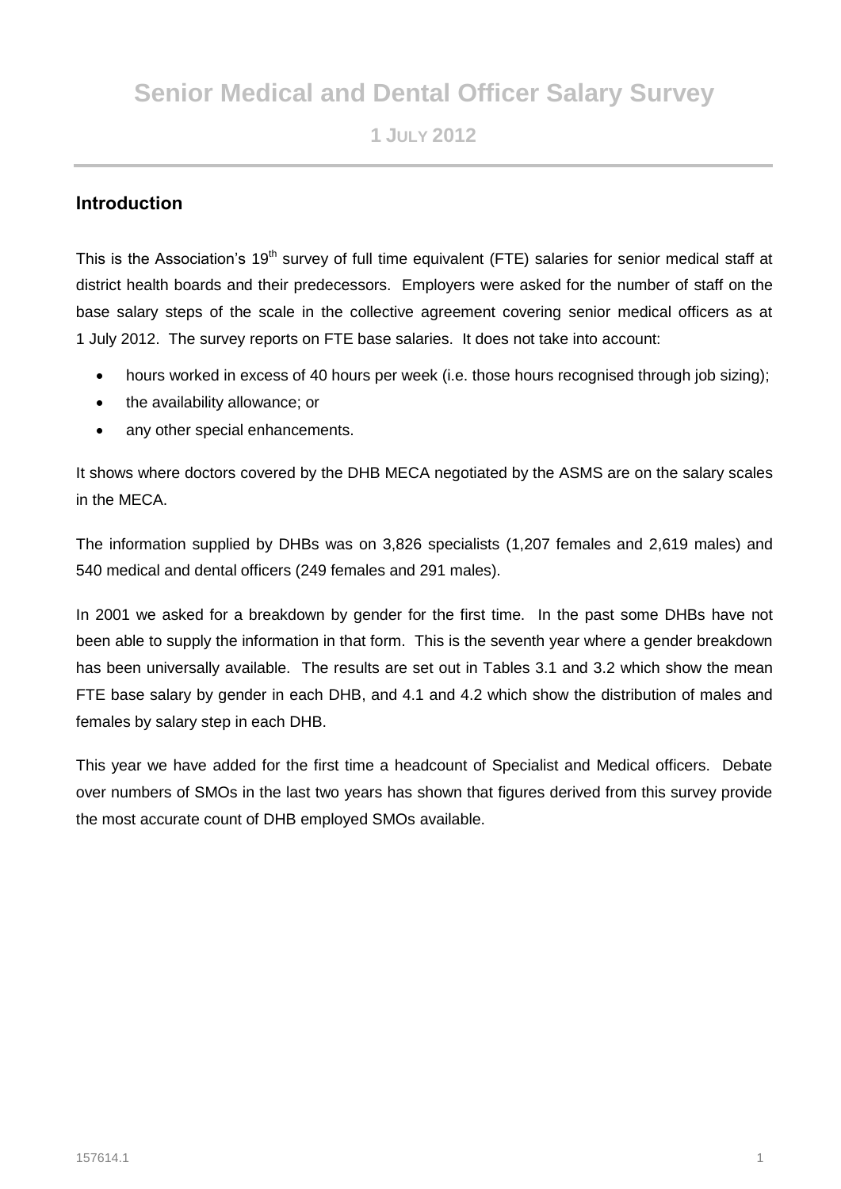# Senior Medical and Dental Officer Salary Survey

**1 JULY 2012**

## Introduction

This is the Association's 19th survey of full time equivalent (FTE) salaries for senior medical staff at district health boards and their predecessors. Employers were asked for the number of staff on the base salary steps of the scale in the collective agreement covering senior medical officers as at 1 July 2012. The survey reports on FTE base salaries. It does not take into account:

- hours worked in excess of 40 hours per week (i.e. those hours recognised through job sizing);
- the availability allowance; or
- any other special enhancements.

It shows where doctors covered by the DHB MECA negotiated by the ASMS are on the salary scales in the MECA.

The information supplied by DHBs was on 3,826 specialists (1,207 females and 2,619 males) and 540 medical and dental officers (249 females and 291 males).

In 2001 we asked for a breakdown by gender for the first time. In the past some DHBs have not been able to supply the information in that form. This is the seventh year where a gender breakdown has been universally available. The results are set out in Tables 3.1 and 3.2 which show the mean FTE base salary by gender in each DHB, and 4.1 and 4.2 which show the distribution of males and females by salary step in each DHB.

This year we have added for the first time a headcount of Specialist and Medical officers. Debate over numbers of SMOs in the last two years has shown that figures derived from this survey provide the most accurate count of DHB employed SMOs available.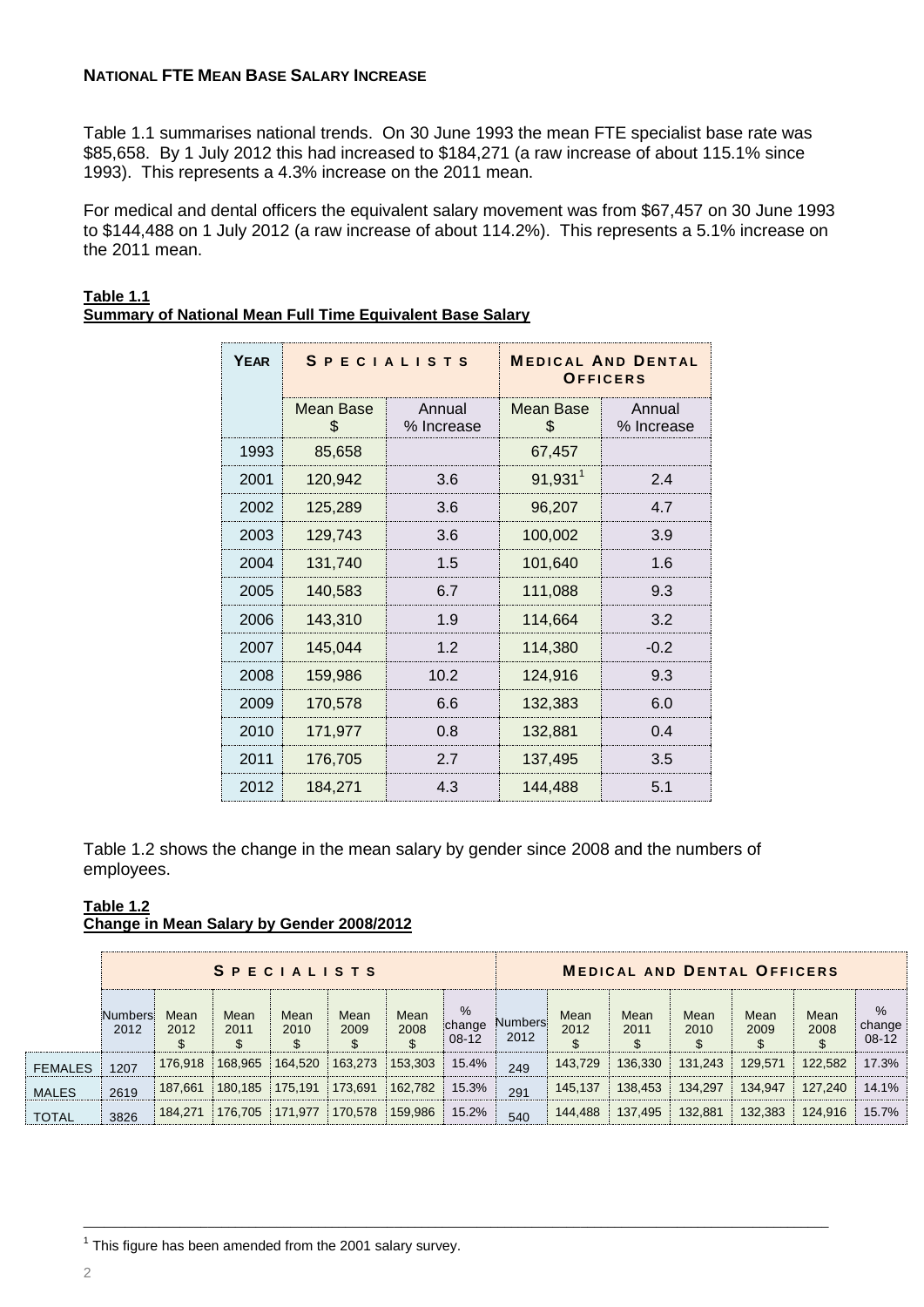**NATIONAL FTE MEAN BASE SALARY INCREASE**

Table 1.1 summarises national trends. On 30 June 1993 the mean FTE specialist base rate was $85,658. By 1 July 2012 this had increased to $184,271 (a raw increase of about 115.1% since 1993). This represents a 4.3% increase on the 2011 mean.

For medical and dental officers the equivalent salary movement was from $67,457 on 30 June 1993 to $144,488 on 1 July 2012 (a raw increase of about 114.2%). This represents a 5.1% increase on the 2011 mean.

**Table 1.1**
**Summary of National Mean Full Time Equivalent Base Salary**

| YEAR | SPECIALISTS | | MEDICAL AND DENTAL OFFICERS | |
|---|---|---|---|---|
| | Mean Base $ | Annual % Increase | Mean Base $ | Annual % Increase |
| 1993 | 85,658 | | 67,457 | |
| 2001 | 120,942 | 3.6 | 91,931[1] | 2.4 |
| 2002 | 125,289 | 3.6 | 96,207 | 4.7 |
| 2003 | 129,743 | 3.6 | 100,002 | 3.9 |
| 2004 | 131,740 | 1.5 | 101,640 | 1.6 |
| 2005 | 140,583 | 6.7 | 111,088 | 9.3 |
| 2006 | 143,310 | 1.9 | 114,664 | 3.2 |
| 2007 | 145,044 | 1.2 | 114,380 | -0.2 |
| 2008 | 159,986 | 10.2 | 124,916 | 9.3 |
| 2009 | 170,578 | 6.6 | 132,383 | 6.0 |
| 2010 | 171,977 | 0.8 | 132,881 | 0.4 |
| 2011 | 176,705 | 2.7 | 137,495 | 3.5 |
| 2012 | 184,271 | 4.3 | 144,488 | 5.1 |

Table 1.2 shows the change in the mean salary by gender since 2008 and the numbers of employees.

**Table 1.2**
**Change in Mean Salary by Gender 2008/2012**

| | SPECIALISTS | | | | | | | MEDICAL AND DENTAL OFFICERS | | | | | | |
|---|---|---|---|---|---|---|---|---|---|---|---|---|---|---|
| | Numbers 2012 | Mean 2012 $ | Mean 2011 $ | Mean 2010 $ | Mean 2009 $ | Mean 2008 $ | % change 08-12 | Numbers 2012 | Mean 2012 $ | Mean 2011 $ | Mean 2010 $ | Mean 2009 $ | Mean 2008 $ | % change 08-12 |
| FEMALES | 1207 | 176,918 | 168,965 | 164,520 | 163,273 | 153,303 | 15.4% | 249 | 143,729 | 136,330 | 131,243 | 129,571 | 122,582 | 17.3% |
| MALES | 2619 | 187,661 | 180,185 | 175,191 | 173,691 | 162,782 | 15.3% | 291 | 145,137 | 138,453 | 134,297 | 134,947 | 127,240 | 14.1% |
| TOTAL | 3826 | 184,271 | 176,705 | 171,977 | 170,578 | 159,986 | 15.2% | 540 | 144,488 | 137,495 | 132,881 | 132,383 | 124,916 | 15.7% |

[1] This figure has been amended from the 2001 salary survey.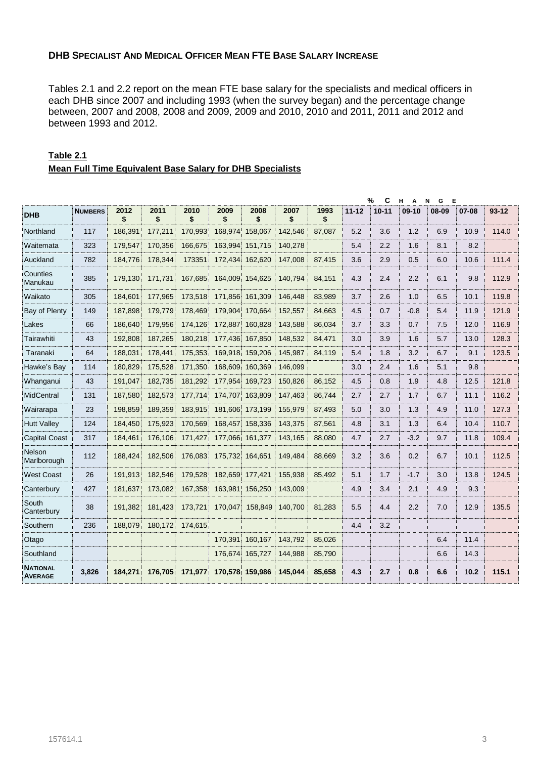**DHB SPECIALIST AND MEDICAL OFFICER MEAN FTE BASE SALARY INCREASE**

Tables 2.1 and 2.2 report on the mean FTE base salary for the specialists and medical officers in each DHB since 2007 and including 1993 (when the survey began) and the percentage change between, 2007 and 2008, 2008 and 2009, 2009 and 2010, 2010 and 2011, 2011 and 2012 and between 1993 and 2012.

**Table 2.1**

**Mean Full Time Equivalent Base Salary for DHB Specialists**

| | | | | | | | | | % CHANGE | | | | | |
|---|---|---|---|---|---|---|---|---|---|---|---|---|---|---|
| DHB | NUMBERS | 2012 $ | 2011 $ | 2010 $ | 2009 $ | 2008 $ | 2007 $ | 1993 $ | 11-12 | 10-11 | 09-10 | 08-09 | 07-08 | 93-12 |
| Northland | 117 | 186,391 | 177,211 | 170,993 | 168,974 | 158,067 | 142,546 | 87,087 | 5.2 | 3.6 | 1.2 | 6.9 | 10.9 | 114.0 |
| Waitemata | 323 | 179,547 | 170,356 | 166,675 | 163,994 | 151,715 | 140,278 | | 5.4 | 2.2 | 1.6 | 8.1 | 8.2 | |
| Auckland | 782 | 184,776 | 178,344 | 173351 | 172,434 | 162,620 | 147,008 | 87,415 | 3.6 | 2.9 | 0.5 | 6.0 | 10.6 | 111.4 |
| Counties Manukau | 385 | 179,130 | 171,731 | 167,685 | 164,009 | 154,625 | 140,794 | 84,151 | 4.3 | 2.4 | 2.2 | 6.1 | 9.8 | 112.9 |
| Waikato | 305 | 184,601 | 177,965 | 173,518 | 171,856 | 161,309 | 146,448 | 83,989 | 3.7 | 2.6 | 1.0 | 6.5 | 10.1 | 119.8 |
| Bay of Plenty | 149 | 187,898 | 179,779 | 178,469 | 179,904 | 170,664 | 152,557 | 84,663 | 4.5 | 0.7 | -0.8 | 5.4 | 11.9 | 121.9 |
| Lakes | 66 | 186,640 | 179,956 | 174,126 | 172,887 | 160,828 | 143,588 | 86,034 | 3.7 | 3.3 | 0.7 | 7.5 | 12.0 | 116.9 |
| Tairawhiti | 43 | 192,808 | 187,265 | 180,218 | 177,436 | 167,850 | 148,532 | 84,471 | 3.0 | 3.9 | 1.6 | 5.7 | 13.0 | 128.3 |
| Taranaki | 64 | 188,031 | 178,441 | 175,353 | 169,918 | 159,206 | 145,987 | 84,119 | 5.4 | 1.8 | 3.2 | 6.7 | 9.1 | 123.5 |
| Hawke's Bay | 114 | 180,829 | 175,528 | 171,350 | 168,609 | 160,369 | 146,099 | | 3.0 | 2.4 | 1.6 | 5.1 | 9.8 | |
| Whanganui | 43 | 191,047 | 182,735 | 181,292 | 177,954 | 169,723 | 150,826 | 86,152 | 4.5 | 0.8 | 1.9 | 4.8 | 12.5 | 121.8 |
| MidCentral | 131 | 187,580 | 182,573 | 177,714 | 174,707 | 163,809 | 147,463 | 86,744 | 2.7 | 2.7 | 1.7 | 6.7 | 11.1 | 116.2 |
| Wairarapa | 23 | 198,859 | 189,359 | 183,915 | 181,606 | 173,199 | 155,979 | 87,493 | 5.0 | 3.0 | 1.3 | 4.9 | 11.0 | 127.3 |
| Hutt Valley | 124 | 184,450 | 175,923 | 170,569 | 168,457 | 158,336 | 143,375 | 87,561 | 4.8 | 3.1 | 1.3 | 6.4 | 10.4 | 110.7 |
| Capital Coast | 317 | 184,461 | 176,106 | 171,427 | 177,066 | 161,377 | 143,165 | 88,080 | 4.7 | 2.7 | -3.2 | 9.7 | 11.8 | 109.4 |
| Nelson Marlborough | 112 | 188,424 | 182,506 | 176,083 | 175,732 | 164,651 | 149,484 | 88,669 | 3.2 | 3.6 | 0.2 | 6.7 | 10.1 | 112.5 |
| West Coast | 26 | 191,913 | 182,546 | 179,528 | 182,659 | 177,421 | 155,938 | 85,492 | 5.1 | 1.7 | -1.7 | 3.0 | 13.8 | 124.5 |
| Canterbury | 427 | 181,637 | 173,082 | 167,358 | 163,981 | 156,250 | 143,009 | | 4.9 | 3.4 | 2.1 | 4.9 | 9.3 | |
| South Canterbury | 38 | 191,382 | 181,423 | 173,721 | 170,047 | 158,849 | 140,700 | 81,283 | 5.5 | 4.4 | 2.2 | 7.0 | 12.9 | 135.5 |
| Southern | 236 | 188,079 | 180,172 | 174,615 | | | | | 4.4 | 3.2 | | | | |
| Otago | | | | | 170,391 | 160,167 | 143,792 | 85,026 | | | | 6.4 | 11.4 | |
| Southland | | | | | 176,674 | 165,727 | 144,988 | 85,790 | | | | 6.6 | 14.3 | |
| **NATIONAL AVERAGE** | **3,826** | **184,271** | **176,705** | **171,977** | **170,578** | **159,986** | **145,044** | **85,658** | **4.3** | **2.7** | **0.8** | **6.6** | **10.2** | **115.1** |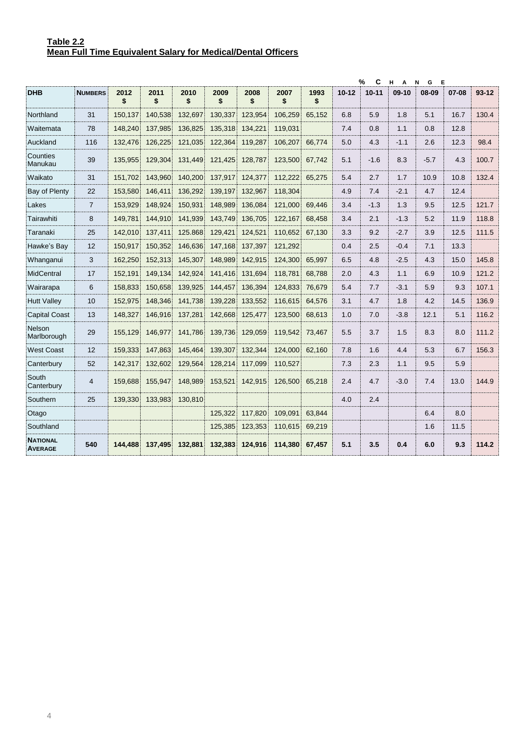**Table 2.2**
**Mean Full Time Equivalent Salary for Medical/Dental Officers**

| DHB | NUMBERS | 2012 $ | 2011 $ | 2010 $ | 2009 $ | 2008 $ | 2007 $ | 1993 $ | % CHANGE 10-12 | 10-11 | 09-10 | 08-09 | 07-08 | 93-12 |
|---|---|---|---|---|---|---|---|---|---|---|---|---|---|---|
| Northland | 31 | 150,137 | 140,538 | 132,697 | 130,337 | 123,954 | 106,259 | 65,152 | 6.8 | 5.9 | 1.8 | 5.1 | 16.7 | 130.4 |
| Waitemata | 78 | 148,240 | 137,985 | 136,825 | 135,318 | 134,221 | 119,031 | | 7.4 | 0.8 | 1.1 | 0.8 | 12.8 | |
| Auckland | 116 | 132,476 | 126,225 | 121,035 | 122,364 | 119,287 | 106,207 | 66,774 | 5.0 | 4.3 | -1.1 | 2.6 | 12.3 | 98.4 |
| Counties Manukau | 39 | 135,955 | 129,304 | 131,449 | 121,425 | 128,787 | 123,500 | 67,742 | 5.1 | -1.6 | 8.3 | -5.7 | 4.3 | 100.7 |
| Waikato | 31 | 151,702 | 143,960 | 140,200 | 137,917 | 124,377 | 112,222 | 65,275 | 5.4 | 2.7 | 1.7 | 10.9 | 10.8 | 132.4 |
| Bay of Plenty | 22 | 153,580 | 146,411 | 136,292 | 139,197 | 132,967 | 118,304 | | 4.9 | 7.4 | -2.1 | 4.7 | 12.4 | |
| Lakes | 7 | 153,929 | 148,924 | 150,931 | 148,989 | 136,084 | 121,000 | 69,446 | 3.4 | -1.3 | 1.3 | 9.5 | 12.5 | 121.7 |
| Tairawhiti | 8 | 149,781 | 144,910 | 141,939 | 143,749 | 136,705 | 122,167 | 68,458 | 3.4 | 2.1 | -1.3 | 5.2 | 11.9 | 118.8 |
| Taranaki | 25 | 142,010 | 137,411 | 125,868 | 129,421 | 124,521 | 110,652 | 67,130 | 3.3 | 9.2 | -2.7 | 3.9 | 12.5 | 111.5 |
| Hawke's Bay | 12 | 150,917 | 150,352 | 146,636 | 147,168 | 137,397 | 121,292 | | 0.4 | 2.5 | -0.4 | 7.1 | 13.3 | |
| Whanganui | 3 | 162,250 | 152,313 | 145,307 | 148,989 | 142,915 | 124,300 | 65,997 | 6.5 | 4.8 | -2.5 | 4.3 | 15.0 | 145.8 |
| MidCentral | 17 | 152,191 | 149,134 | 142,924 | 141,416 | 131,694 | 118,781 | 68,788 | 2.0 | 4.3 | 1.1 | 6.9 | 10.9 | 121.2 |
| Wairarapa | 6 | 158,833 | 150,658 | 139,925 | 144,457 | 136,394 | 124,833 | 76,679 | 5.4 | 7.7 | -3.1 | 5.9 | 9.3 | 107.1 |
| Hutt Valley | 10 | 152,975 | 148,346 | 141,738 | 139,228 | 133,552 | 116,615 | 64,576 | 3.1 | 4.7 | 1.8 | 4.2 | 14.5 | 136.9 |
| Capital Coast | 13 | 148,327 | 146,916 | 137,281 | 142,668 | 125,477 | 123,500 | 68,613 | 1.0 | 7.0 | -3.8 | 12.1 | 5.1 | 116.2 |
| Nelson Marlborough | 29 | 155,129 | 146,977 | 141,786 | 139,736 | 129,059 | 119,542 | 73,467 | 5.5 | 3.7 | 1.5 | 8.3 | 8.0 | 111.2 |
| West Coast | 12 | 159,333 | 147,863 | 145,464 | 139,307 | 132,344 | 124,000 | 62,160 | 7.8 | 1.6 | 4.4 | 5.3 | 6.7 | 156.3 |
| Canterbury | 52 | 142,317 | 132,602 | 129,564 | 128,214 | 117,099 | 110,527 | | 7.3 | 2.3 | 1.1 | 9.5 | 5.9 | |
| South Canterbury | 4 | 159,688 | 155,947 | 148,989 | 153,521 | 142,915 | 126,500 | 65,218 | 2.4 | 4.7 | -3.0 | 7.4 | 13.0 | 144.9 |
| Southern | 25 | 139,330 | 133,983 | 130,810 | | | | | 4.0 | 2.4 | | | | |
| Otago | | | | | 125,322 | 117,820 | 109,091 | 63,844 | | | | 6.4 | 8.0 | |
| Southland | | | | | 125,385 | 123,353 | 110,615 | 69,219 | | | | 1.6 | 11.5 | |
| **NATIONAL AVERAGE** | **540** | **144,488** | **137,495** | **132,881** | **132,383** | **124,916** | **114,380** | **67,457** | **5.1** | **3.5** | **0.4** | **6.0** | **9.3** | **114.2** |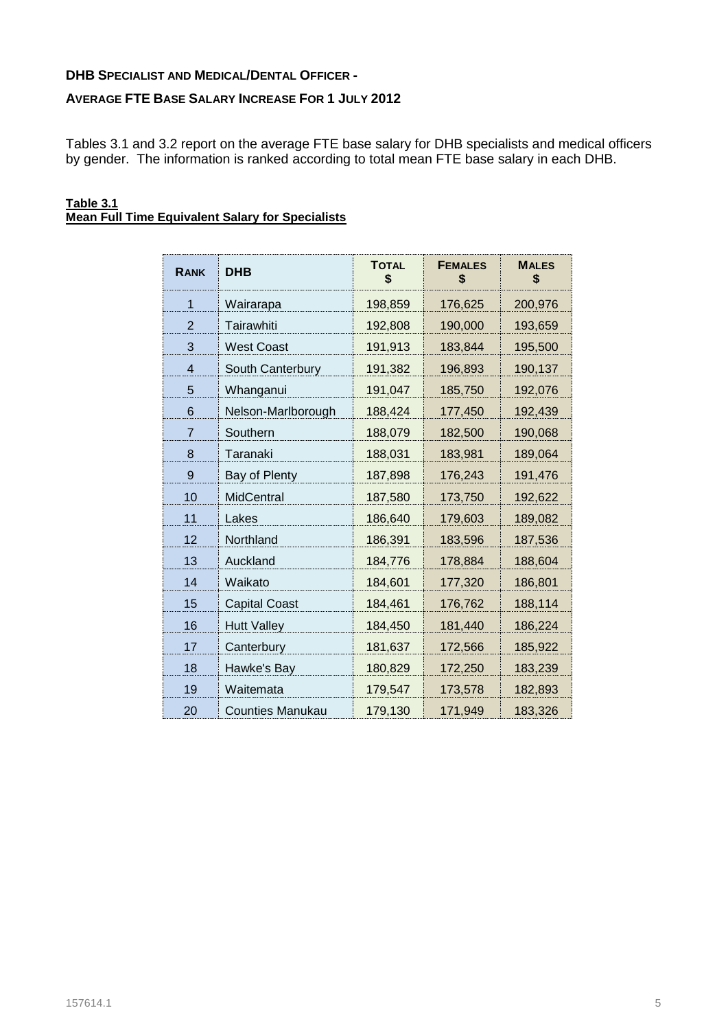## DHB Specialist and Medical/Dental Officer -

## Average FTE Base Salary Increase For 1 July 2012

Tables 3.1 and 3.2 report on the average FTE base salary for DHB specialists and medical officers by gender. The information is ranked according to total mean FTE base salary in each DHB.

**Table 3.1**
**Mean Full Time Equivalent Salary for Specialists**

| RANK | DHB | TOTAL $ | FEMALES $ | MALES $ |
|---|---|---|---|---|
| 1 | Wairarapa | 198,859 | 176,625 | 200,976 |
| 2 | Tairawhiti | 192,808 | 190,000 | 193,659 |
| 3 | West Coast | 191,913 | 183,844 | 195,500 |
| 4 | South Canterbury | 191,382 | 196,893 | 190,137 |
| 5 | Whanganui | 191,047 | 185,750 | 192,076 |
| 6 | Nelson-Marlborough | 188,424 | 177,450 | 192,439 |
| 7 | Southern | 188,079 | 182,500 | 190,068 |
| 8 | Taranaki | 188,031 | 183,981 | 189,064 |
| 9 | Bay of Plenty | 187,898 | 176,243 | 191,476 |
| 10 | MidCentral | 187,580 | 173,750 | 192,622 |
| 11 | Lakes | 186,640 | 179,603 | 189,082 |
| 12 | Northland | 186,391 | 183,596 | 187,536 |
| 13 | Auckland | 184,776 | 178,884 | 188,604 |
| 14 | Waikato | 184,601 | 177,320 | 186,801 |
| 15 | Capital Coast | 184,461 | 176,762 | 188,114 |
| 16 | Hutt Valley | 184,450 | 181,440 | 186,224 |
| 17 | Canterbury | 181,637 | 172,566 | 185,922 |
| 18 | Hawke's Bay | 180,829 | 172,250 | 183,239 |
| 19 | Waitemata | 179,547 | 173,578 | 182,893 |
| 20 | Counties Manukau | 179,130 | 171,949 | 183,326 |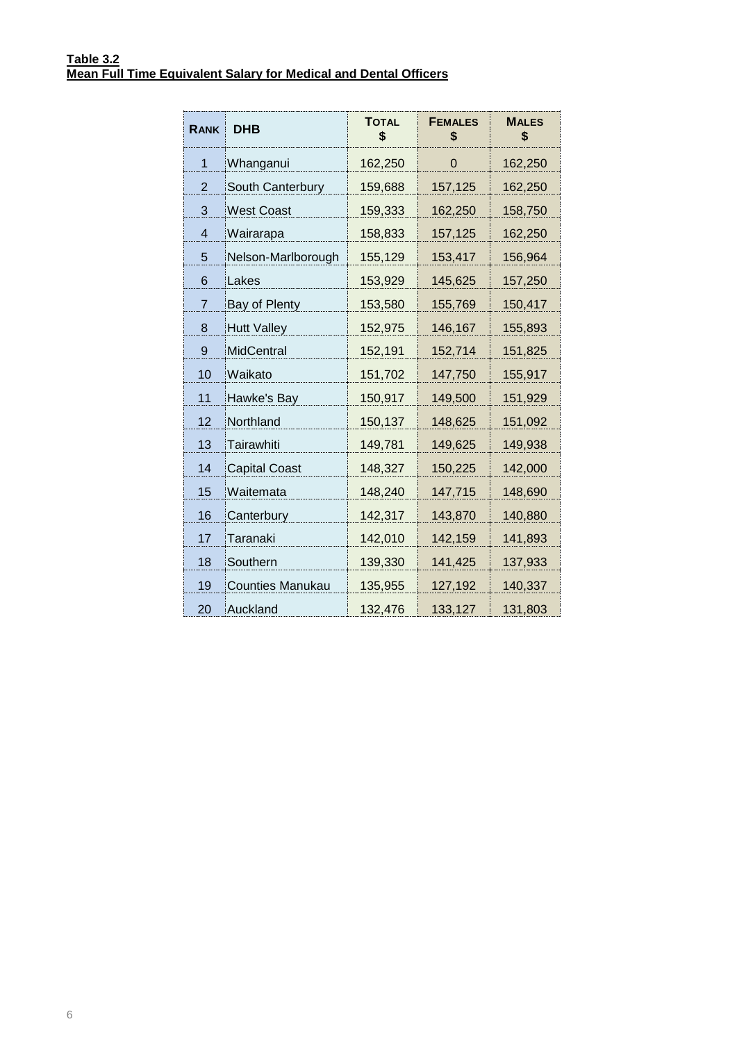**Table 3.2**
**Mean Full Time Equivalent Salary for Medical and Dental Officers**

| RANK | DHB | TOTAL $ | FEMALES $ | MALES $ |
|---|---|---|---|---|
| 1 | Whanganui | 162,250 | 0 | 162,250 |
| 2 | South Canterbury | 159,688 | 157,125 | 162,250 |
| 3 | West Coast | 159,333 | 162,250 | 158,750 |
| 4 | Wairarapa | 158,833 | 157,125 | 162,250 |
| 5 | Nelson-Marlborough | 155,129 | 153,417 | 156,964 |
| 6 | Lakes | 153,929 | 145,625 | 157,250 |
| 7 | Bay of Plenty | 153,580 | 155,769 | 150,417 |
| 8 | Hutt Valley | 152,975 | 146,167 | 155,893 |
| 9 | MidCentral | 152,191 | 152,714 | 151,825 |
| 10 | Waikato | 151,702 | 147,750 | 155,917 |
| 11 | Hawke's Bay | 150,917 | 149,500 | 151,929 |
| 12 | Northland | 150,137 | 148,625 | 151,092 |
| 13 | Tairawhiti | 149,781 | 149,625 | 149,938 |
| 14 | Capital Coast | 148,327 | 150,225 | 142,000 |
| 15 | Waitemata | 148,240 | 147,715 | 148,690 |
| 16 | Canterbury | 142,317 | 143,870 | 140,880 |
| 17 | Taranaki | 142,010 | 142,159 | 141,893 |
| 18 | Southern | 139,330 | 141,425 | 137,933 |
| 19 | Counties Manukau | 135,955 | 127,192 | 140,337 |
| 20 | Auckland | 132,476 | 133,127 | 131,803 |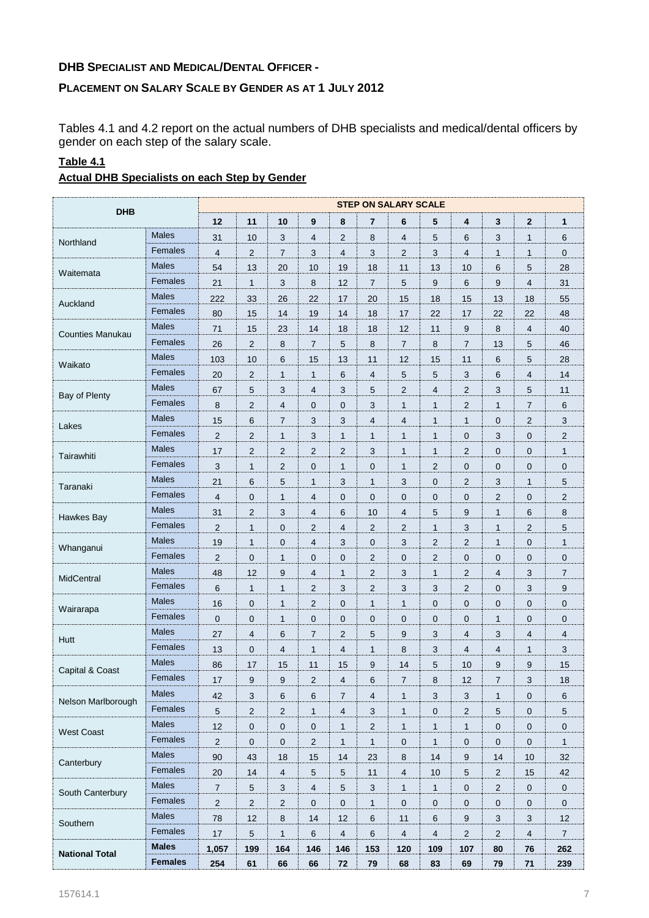**DHB SPECIALIST AND MEDICAL/DENTAL OFFICER -**

**PLACEMENT ON SALARY SCALE BY GENDER AS AT 1 JULY 2012**

Tables 4.1 and 4.2 report on the actual numbers of DHB specialists and medical/dental officers by gender on each step of the salary scale.

**Table 4.1**

**Actual DHB Specialists on each Step by Gender**

| DHB | | STEP ON SALARY SCALE | | | | | | | | | | | |
|---|---|---|---|---|---|---|---|---|---|---|---|---|---|
| | | **12** | **11** | **10** | **9** | **8** | **7** | **6** | **5** | **4** | **3** | **2** | **1** |
| Northland | Males | 31 | 10 | 3 | 4 | 2 | 8 | 4 | 5 | 6 | 3 | 1 | 6 |
| | Females | 4 | 2 | 7 | 3 | 4 | 3 | 2 | 3 | 4 | 1 | 1 | 0 |
| Waitemata | Males | 54 | 13 | 20 | 10 | 19 | 18 | 11 | 13 | 10 | 6 | 5 | 28 |
| | Females | 21 | 1 | 3 | 8 | 12 | 7 | 5 | 9 | 6 | 9 | 4 | 31 |
| Auckland | Males | 222 | 33 | 26 | 22 | 17 | 20 | 15 | 18 | 15 | 13 | 18 | 55 |
| | Females | 80 | 15 | 14 | 19 | 14 | 18 | 17 | 22 | 17 | 22 | 22 | 48 |
| Counties Manukau | Males | 71 | 15 | 23 | 14 | 18 | 18 | 12 | 11 | 9 | 8 | 4 | 40 |
| | Females | 26 | 2 | 8 | 7 | 5 | 8 | 7 | 8 | 7 | 13 | 5 | 46 |
| Waikato | Males | 103 | 10 | 6 | 15 | 13 | 11 | 12 | 15 | 11 | 6 | 5 | 28 |
| | Females | 20 | 2 | 1 | 1 | 6 | 4 | 5 | 5 | 3 | 6 | 4 | 14 |
| Bay of Plenty | Males | 67 | 5 | 3 | 4 | 3 | 5 | 2 | 4 | 2 | 3 | 5 | 11 |
| | Females | 8 | 2 | 4 | 0 | 0 | 3 | 1 | 1 | 2 | 1 | 7 | 6 |
| Lakes | Males | 15 | 6 | 7 | 3 | 3 | 4 | 4 | 1 | 1 | 0 | 2 | 3 |
| | Females | 2 | 2 | 1 | 3 | 1 | 1 | 1 | 1 | 0 | 3 | 0 | 2 |
| Tairawhiti | Males | 17 | 2 | 2 | 2 | 2 | 3 | 1 | 1 | 2 | 0 | 0 | 1 |
| | Females | 3 | 1 | 2 | 0 | 1 | 0 | 1 | 2 | 0 | 0 | 0 | 0 |
| Taranaki | Males | 21 | 6 | 5 | 1 | 3 | 1 | 3 | 0 | 2 | 3 | 1 | 5 |
| | Females | 4 | 0 | 1 | 4 | 0 | 0 | 0 | 0 | 0 | 2 | 0 | 2 |
| Hawkes Bay | Males | 31 | 2 | 3 | 4 | 6 | 10 | 4 | 5 | 9 | 1 | 6 | 8 |
| | Females | 2 | 1 | 0 | 2 | 4 | 2 | 2 | 1 | 3 | 1 | 2 | 5 |
| Whanganui | Males | 19 | 1 | 0 | 4 | 3 | 0 | 3 | 2 | 2 | 1 | 0 | 1 |
| | Females | 2 | 0 | 1 | 0 | 0 | 2 | 0 | 2 | 0 | 0 | 0 | 0 |
| MidCentral | Males | 48 | 12 | 9 | 4 | 1 | 2 | 3 | 1 | 2 | 4 | 3 | 7 |
| | Females | 6 | 1 | 1 | 2 | 3 | 2 | 3 | 3 | 2 | 0 | 3 | 9 |
| Wairarapa | Males | 16 | 0 | 1 | 2 | 0 | 1 | 1 | 0 | 0 | 0 | 0 | 0 |
| | Females | 0 | 0 | 1 | 0 | 0 | 0 | 0 | 0 | 0 | 1 | 0 | 0 |
| Hutt | Males | 27 | 4 | 6 | 7 | 2 | 5 | 9 | 3 | 4 | 3 | 4 | 4 |
| | Females | 13 | 0 | 4 | 1 | 4 | 1 | 8 | 3 | 4 | 4 | 1 | 3 |
| Capital & Coast | Males | 86 | 17 | 15 | 11 | 15 | 9 | 14 | 5 | 10 | 9 | 9 | 15 |
| | Females | 17 | 9 | 9 | 2 | 4 | 6 | 7 | 8 | 12 | 7 | 3 | 18 |
| Nelson Marlborough | Males | 42 | 3 | 6 | 6 | 7 | 4 | 1 | 3 | 3 | 1 | 0 | 6 |
| | Females | 5 | 2 | 2 | 1 | 4 | 3 | 1 | 0 | 2 | 5 | 0 | 5 |
| West Coast | Males | 12 | 0 | 0 | 0 | 1 | 2 | 1 | 1 | 1 | 0 | 0 | 0 |
| | Females | 2 | 0 | 0 | 2 | 1 | 1 | 0 | 1 | 0 | 0 | 0 | 1 |
| Canterbury | Males | 90 | 43 | 18 | 15 | 14 | 23 | 8 | 14 | 9 | 14 | 10 | 32 |
| | Females | 20 | 14 | 4 | 5 | 5 | 11 | 4 | 10 | 5 | 2 | 15 | 42 |
| South Canterbury | Males | 7 | 5 | 3 | 4 | 5 | 3 | 1 | 1 | 0 | 2 | 0 | 0 |
| | Females | 2 | 2 | 2 | 0 | 0 | 1 | 0 | 0 | 0 | 0 | 0 | 0 |
| Southern | Males | 78 | 12 | 8 | 14 | 12 | 6 | 11 | 6 | 9 | 3 | 3 | 12 |
| | Females | 17 | 5 | 1 | 6 | 4 | 6 | 4 | 4 | 2 | 2 | 4 | 7 |
| **National Total** | **Males** | **1,057** | **199** | **164** | **146** | **146** | **153** | **120** | **109** | **107** | **80** | **76** | **262** |
| | **Females** | **254** | **61** | **66** | **66** | **72** | **79** | **68** | **83** | **69** | **79** | **71** | **239** |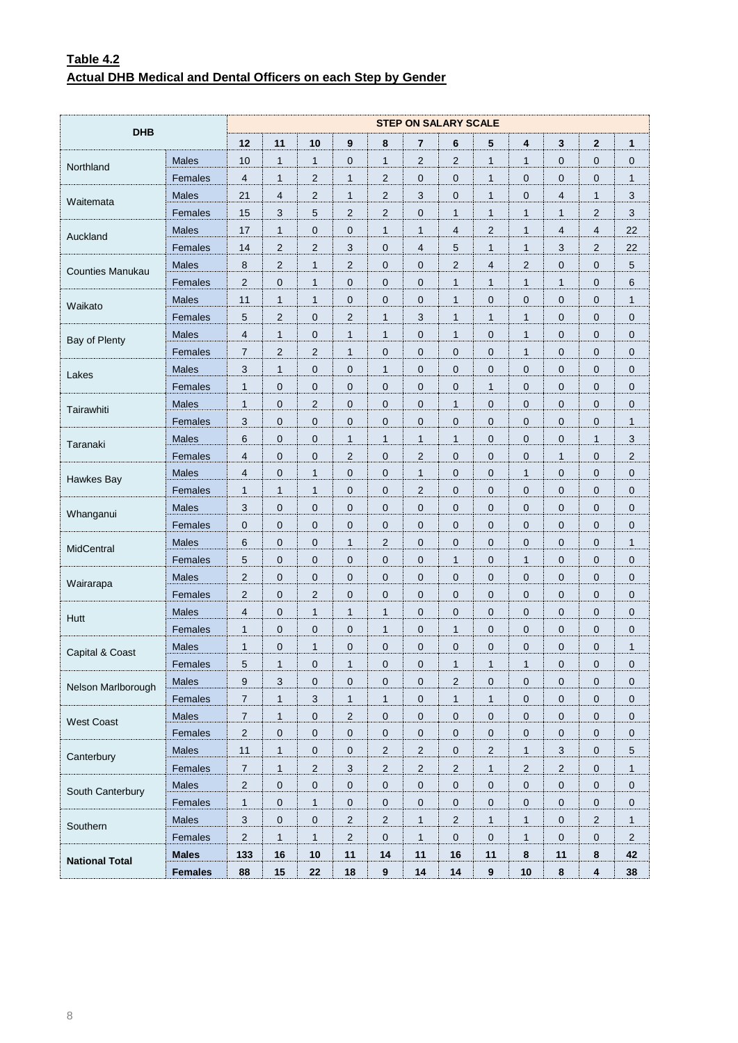**Table 4.2**
**Actual DHB Medical and Dental Officers on each Step by Gender**

| DHB | | STEP ON SALARY SCALE | | | | | | | | | | | |
|---|---|---|---|---|---|---|---|---|---|---|---|---|---|
| | | 12 | 11 | 10 | 9 | 8 | 7 | 6 | 5 | 4 | 3 | 2 | 1 |
| Northland | Males | 10 | 1 | 1 | 0 | 1 | 2 | 2 | 1 | 1 | 0 | 0 | 0 |
| | Females | 4 | 1 | 2 | 1 | 2 | 0 | 0 | 1 | 0 | 0 | 0 | 1 |
| Waitemata | Males | 21 | 4 | 2 | 1 | 2 | 3 | 0 | 1 | 0 | 4 | 1 | 3 |
| | Females | 15 | 3 | 5 | 2 | 2 | 0 | 1 | 1 | 1 | 1 | 2 | 3 |
| Auckland | Males | 17 | 1 | 0 | 0 | 1 | 1 | 4 | 2 | 1 | 4 | 4 | 22 |
| | Females | 14 | 2 | 2 | 3 | 0 | 4 | 5 | 1 | 1 | 3 | 2 | 22 |
| Counties Manukau | Males | 8 | 2 | 1 | 2 | 0 | 0 | 2 | 4 | 2 | 0 | 0 | 5 |
| | Females | 2 | 0 | 1 | 0 | 0 | 0 | 1 | 1 | 1 | 1 | 0 | 6 |
| Waikato | Males | 11 | 1 | 1 | 0 | 0 | 0 | 1 | 0 | 0 | 0 | 0 | 1 |
| | Females | 5 | 2 | 0 | 2 | 1 | 3 | 1 | 1 | 1 | 0 | 0 | 0 |
| Bay of Plenty | Males | 4 | 1 | 0 | 1 | 1 | 0 | 1 | 0 | 1 | 0 | 0 | 0 |
| | Females | 7 | 2 | 2 | 1 | 0 | 0 | 0 | 0 | 1 | 0 | 0 | 0 |
| Lakes | Males | 3 | 1 | 0 | 0 | 1 | 0 | 0 | 0 | 0 | 0 | 0 | 0 |
| | Females | 1 | 0 | 0 | 0 | 0 | 0 | 0 | 1 | 0 | 0 | 0 | 0 |
| Tairawhiti | Males | 1 | 0 | 2 | 0 | 0 | 0 | 1 | 0 | 0 | 0 | 0 | 0 |
| | Females | 3 | 0 | 0 | 0 | 0 | 0 | 0 | 0 | 0 | 0 | 0 | 1 |
| Taranaki | Males | 6 | 0 | 0 | 1 | 1 | 1 | 1 | 0 | 0 | 0 | 1 | 3 |
| | Females | 4 | 0 | 0 | 2 | 0 | 2 | 0 | 0 | 0 | 1 | 0 | 2 |
| Hawkes Bay | Males | 4 | 0 | 1 | 0 | 0 | 1 | 0 | 0 | 1 | 0 | 0 | 0 |
| | Females | 1 | 1 | 1 | 0 | 0 | 2 | 0 | 0 | 0 | 0 | 0 | 0 |
| Whanganui | Males | 3 | 0 | 0 | 0 | 0 | 0 | 0 | 0 | 0 | 0 | 0 | 0 |
| | Females | 0 | 0 | 0 | 0 | 0 | 0 | 0 | 0 | 0 | 0 | 0 | 0 |
| MidCentral | Males | 6 | 0 | 0 | 1 | 2 | 0 | 0 | 0 | 0 | 0 | 0 | 1 |
| | Females | 5 | 0 | 0 | 0 | 0 | 0 | 1 | 0 | 1 | 0 | 0 | 0 |
| Wairarapa | Males | 2 | 0 | 0 | 0 | 0 | 0 | 0 | 0 | 0 | 0 | 0 | 0 |
| | Females | 2 | 0 | 2 | 0 | 0 | 0 | 0 | 0 | 0 | 0 | 0 | 0 |
| Hutt | Males | 4 | 0 | 1 | 1 | 1 | 0 | 0 | 0 | 0 | 0 | 0 | 0 |
| | Females | 1 | 0 | 0 | 0 | 1 | 0 | 1 | 0 | 0 | 0 | 0 | 0 |
| Capital & Coast | Males | 1 | 0 | 1 | 0 | 0 | 0 | 0 | 0 | 0 | 0 | 0 | 1 |
| | Females | 5 | 1 | 0 | 1 | 0 | 0 | 1 | 1 | 1 | 0 | 0 | 0 |
| Nelson Marlborough | Males | 9 | 3 | 0 | 0 | 0 | 0 | 2 | 0 | 0 | 0 | 0 | 0 |
| | Females | 7 | 1 | 3 | 1 | 1 | 0 | 1 | 1 | 0 | 0 | 0 | 0 |
| West Coast | Males | 7 | 1 | 0 | 2 | 0 | 0 | 0 | 0 | 0 | 0 | 0 | 0 |
| | Females | 2 | 0 | 0 | 0 | 0 | 0 | 0 | 0 | 0 | 0 | 0 | 0 |
| Canterbury | Males | 11 | 1 | 0 | 0 | 2 | 2 | 0 | 2 | 1 | 3 | 0 | 5 |
| | Females | 7 | 1 | 2 | 3 | 2 | 2 | 2 | 1 | 2 | 2 | 0 | 1 |
| South Canterbury | Males | 2 | 0 | 0 | 0 | 0 | 0 | 0 | 0 | 0 | 0 | 0 | 0 |
| | Females | 1 | 0 | 1 | 0 | 0 | 0 | 0 | 0 | 0 | 0 | 0 | 0 |
| Southern | Males | 3 | 0 | 0 | 2 | 2 | 1 | 2 | 1 | 1 | 0 | 2 | 1 |
| | Females | 2 | 1 | 1 | 2 | 0 | 1 | 0 | 0 | 1 | 0 | 0 | 2 |
| **National Total** | **Males** | **133** | **16** | **10** | **11** | **14** | **11** | **16** | **11** | **8** | **11** | **8** | **42** |
| | **Females** | **88** | **15** | **22** | **18** | **9** | **14** | **14** | **9** | **10** | **8** | **4** | **38** |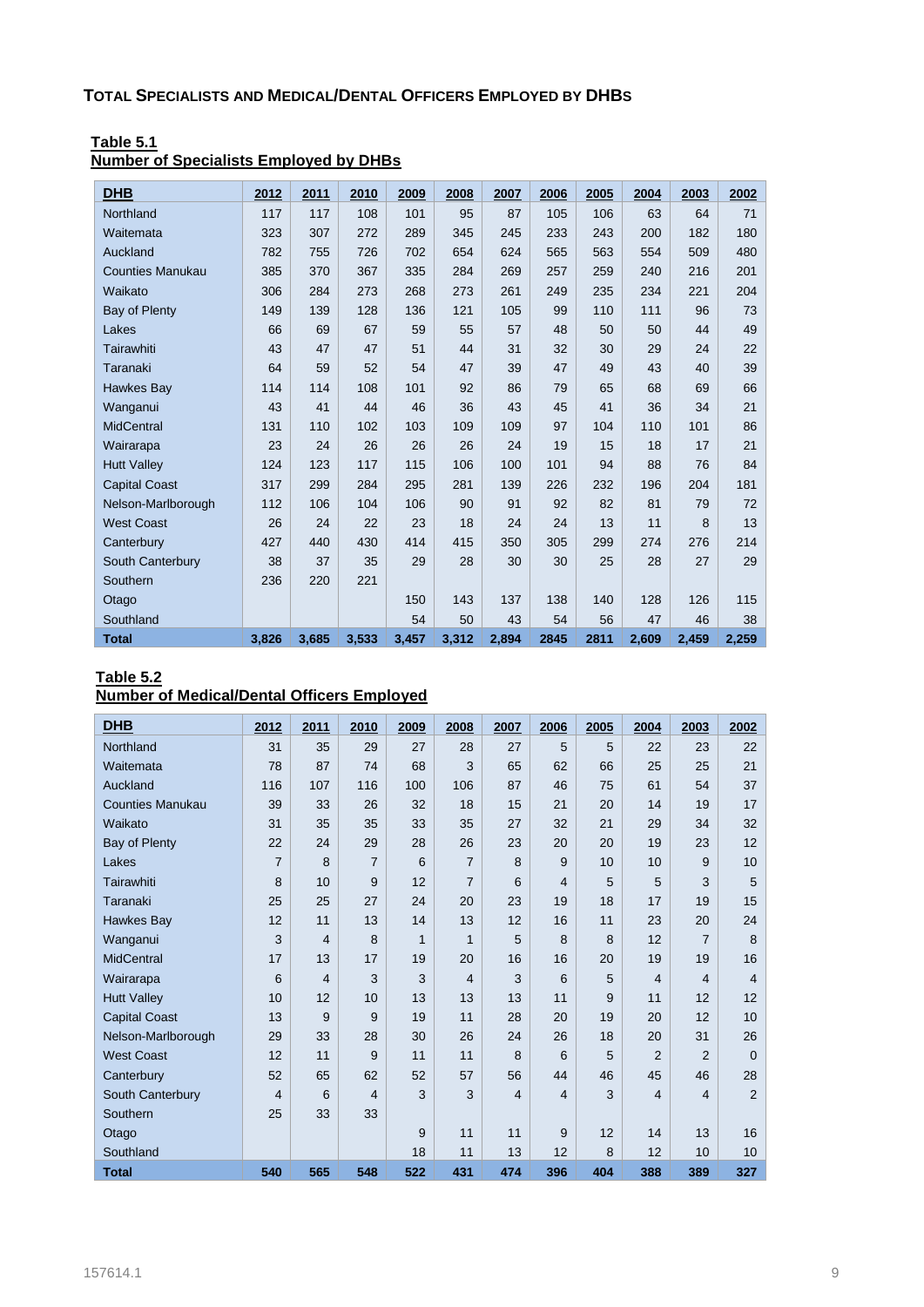## TOTAL SPECIALISTS AND MEDICAL/DENTAL OFFICERS EMPLOYED BY DHBS

**Table 5.1**
**Number of Specialists Employed by DHBs**

| DHB | 2012 | 2011 | 2010 | 2009 | 2008 | 2007 | 2006 | 2005 | 2004 | 2003 | 2002 |
|---|---|---|---|---|---|---|---|---|---|---|---|
| Northland | 117 | 117 | 108 | 101 | 95 | 87 | 105 | 106 | 63 | 64 | 71 |
| Waitemata | 323 | 307 | 272 | 289 | 345 | 245 | 233 | 243 | 200 | 182 | 180 |
| Auckland | 782 | 755 | 726 | 702 | 654 | 624 | 565 | 563 | 554 | 509 | 480 |
| Counties Manukau | 385 | 370 | 367 | 335 | 284 | 269 | 257 | 259 | 240 | 216 | 201 |
| Waikato | 306 | 284 | 273 | 268 | 273 | 261 | 249 | 235 | 234 | 221 | 204 |
| Bay of Plenty | 149 | 139 | 128 | 136 | 121 | 105 | 99 | 110 | 111 | 96 | 73 |
| Lakes | 66 | 69 | 67 | 59 | 55 | 57 | 48 | 50 | 50 | 44 | 49 |
| Tairawhiti | 43 | 47 | 47 | 51 | 44 | 31 | 32 | 30 | 29 | 24 | 22 |
| Taranaki | 64 | 59 | 52 | 54 | 47 | 39 | 47 | 49 | 43 | 40 | 39 |
| Hawkes Bay | 114 | 114 | 108 | 101 | 92 | 86 | 79 | 65 | 68 | 69 | 66 |
| Wanganui | 43 | 41 | 44 | 46 | 36 | 43 | 45 | 41 | 36 | 34 | 21 |
| MidCentral | 131 | 110 | 102 | 103 | 109 | 109 | 97 | 104 | 110 | 101 | 86 |
| Wairarapa | 23 | 24 | 26 | 26 | 26 | 24 | 19 | 15 | 18 | 17 | 21 |
| Hutt Valley | 124 | 123 | 117 | 115 | 106 | 100 | 101 | 94 | 88 | 76 | 84 |
| Capital Coast | 317 | 299 | 284 | 295 | 281 | 139 | 226 | 232 | 196 | 204 | 181 |
| Nelson-Marlborough | 112 | 106 | 104 | 106 | 90 | 91 | 92 | 82 | 81 | 79 | 72 |
| West Coast | 26 | 24 | 22 | 23 | 18 | 24 | 24 | 13 | 11 | 8 | 13 |
| Canterbury | 427 | 440 | 430 | 414 | 415 | 350 | 305 | 299 | 274 | 276 | 214 |
| South Canterbury | 38 | 37 | 35 | 29 | 28 | 30 | 30 | 25 | 28 | 27 | 29 |
| Southern | 236 | 220 | 221 | | | | | | | | |
| Otago | | | | 150 | 143 | 137 | 138 | 140 | 128 | 126 | 115 |
| Southland | | | | 54 | 50 | 43 | 54 | 56 | 47 | 46 | 38 |
| **Total** | **3,826** | **3,685** | **3,533** | **3,457** | **3,312** | **2,894** | **2845** | **2811** | **2,609** | **2,459** | **2,259** |

**Table 5.2**
**Number of Medical/Dental Officers Employed**

| DHB | 2012 | 2011 | 2010 | 2009 | 2008 | 2007 | 2006 | 2005 | 2004 | 2003 | 2002 |
|---|---|---|---|---|---|---|---|---|---|---|---|
| Northland | 31 | 35 | 29 | 27 | 28 | 27 | 5 | 5 | 22 | 23 | 22 |
| Waitemata | 78 | 87 | 74 | 68 | 3 | 65 | 62 | 66 | 25 | 25 | 21 |
| Auckland | 116 | 107 | 116 | 100 | 106 | 87 | 46 | 75 | 61 | 54 | 37 |
| Counties Manukau | 39 | 33 | 26 | 32 | 18 | 15 | 21 | 20 | 14 | 19 | 17 |
| Waikato | 31 | 35 | 35 | 33 | 35 | 27 | 32 | 21 | 29 | 34 | 32 |
| Bay of Plenty | 22 | 24 | 29 | 28 | 26 | 23 | 20 | 20 | 19 | 23 | 12 |
| Lakes | 7 | 8 | 7 | 6 | 7 | 8 | 9 | 10 | 10 | 9 | 10 |
| Tairawhiti | 8 | 10 | 9 | 12 | 7 | 6 | 4 | 5 | 5 | 3 | 5 |
| Taranaki | 25 | 25 | 27 | 24 | 20 | 23 | 19 | 18 | 17 | 19 | 15 |
| Hawkes Bay | 12 | 11 | 13 | 14 | 13 | 12 | 16 | 11 | 23 | 20 | 24 |
| Wanganui | 3 | 4 | 8 | 1 | 1 | 5 | 8 | 8 | 12 | 7 | 8 |
| MidCentral | 17 | 13 | 17 | 19 | 20 | 16 | 16 | 20 | 19 | 19 | 16 |
| Wairarapa | 6 | 4 | 3 | 3 | 4 | 3 | 6 | 5 | 4 | 4 | 4 |
| Hutt Valley | 10 | 12 | 10 | 13 | 13 | 13 | 11 | 9 | 11 | 12 | 12 |
| Capital Coast | 13 | 9 | 9 | 19 | 11 | 28 | 20 | 19 | 20 | 12 | 10 |
| Nelson-Marlborough | 29 | 33 | 28 | 30 | 26 | 24 | 26 | 18 | 20 | 31 | 26 |
| West Coast | 12 | 11 | 9 | 11 | 11 | 8 | 6 | 5 | 2 | 2 | 0 |
| Canterbury | 52 | 65 | 62 | 52 | 57 | 56 | 44 | 46 | 45 | 46 | 28 |
| South Canterbury | 4 | 6 | 4 | 3 | 3 | 4 | 4 | 3 | 4 | 4 | 2 |
| Southern | 25 | 33 | 33 | | | | | | | | |
| Otago | | | | 9 | 11 | 11 | 9 | 12 | 14 | 13 | 16 |
| Southland | | | | 18 | 11 | 13 | 12 | 8 | 12 | 10 | 10 |
| **Total** | **540** | **565** | **548** | **522** | **431** | **474** | **396** | **404** | **388** | **389** | **327** |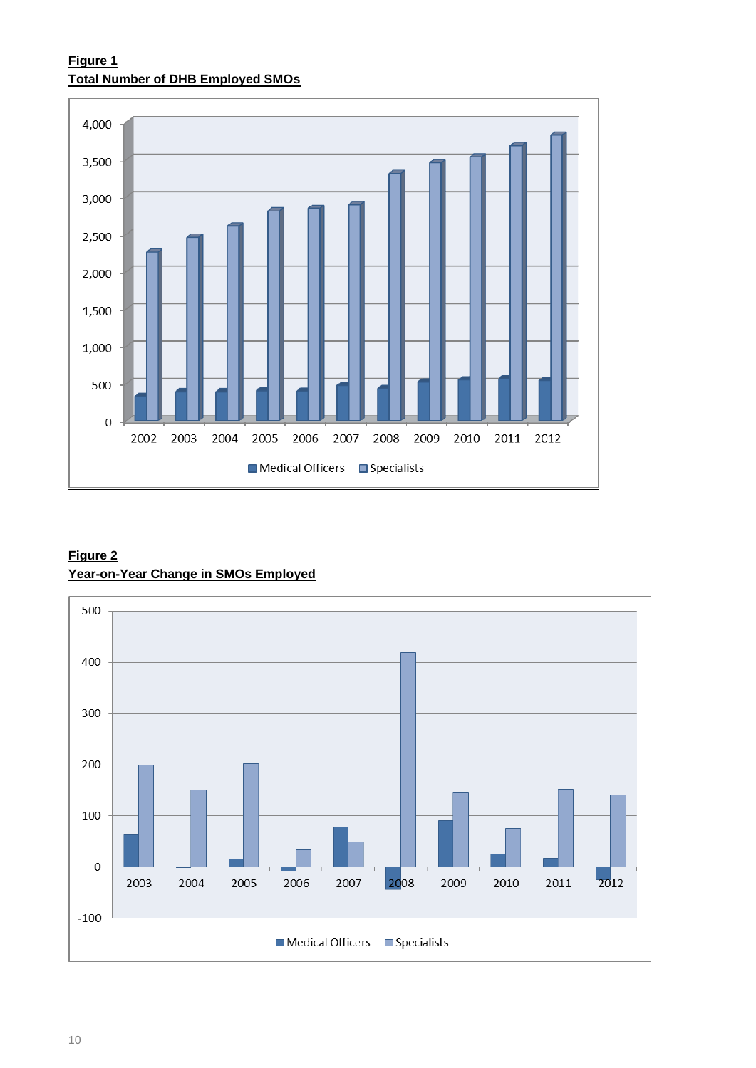**Figure 1**
**Total Number of DHB Employed SMOs**

**Figure 2**
**Year-on-Year Change in SMOs Employed**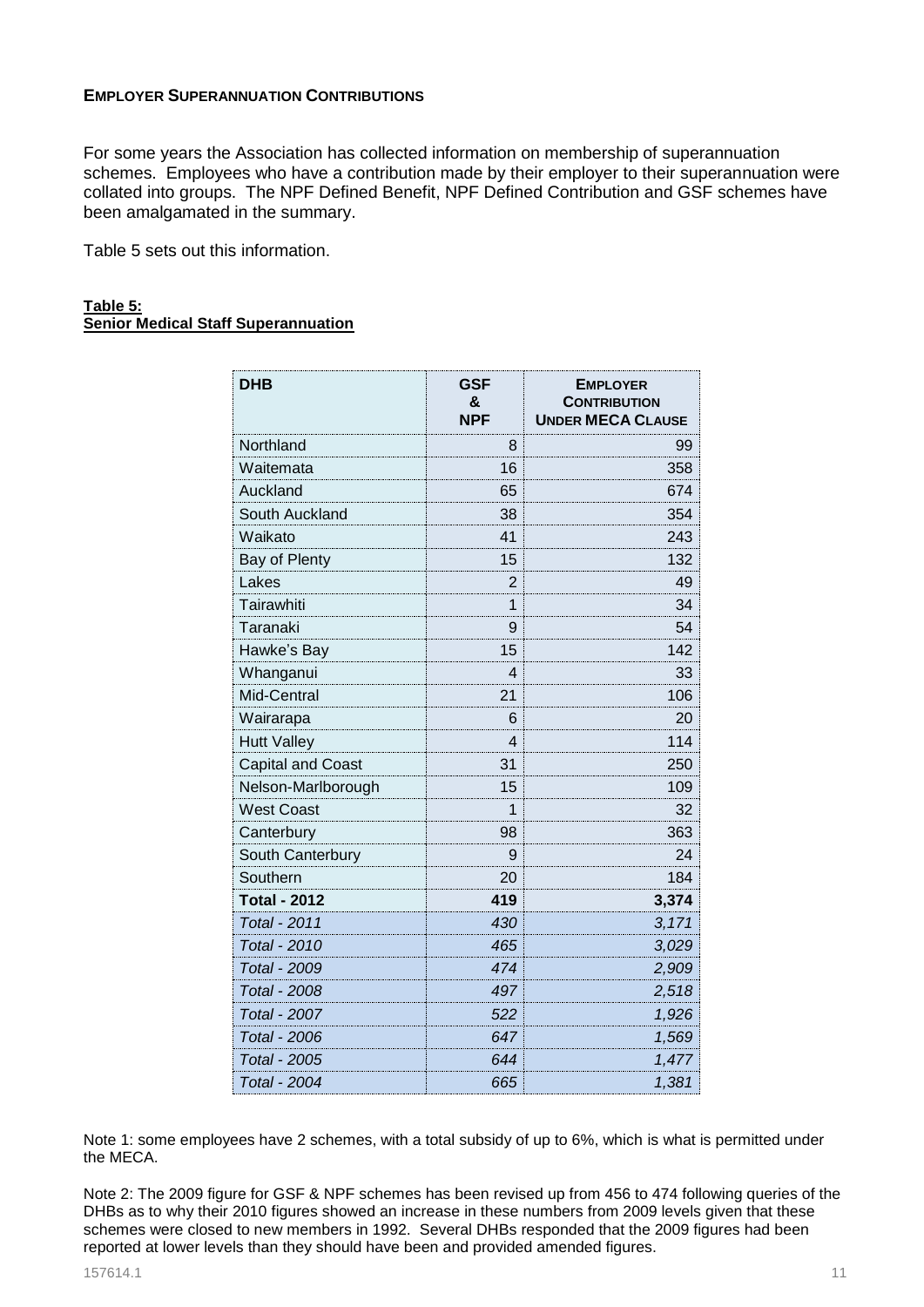**EMPLOYER SUPERANNUATION CONTRIBUTIONS**

For some years the Association has collected information on membership of superannuation schemes. Employees who have a contribution made by their employer to their superannuation were collated into groups. The NPF Defined Benefit, NPF Defined Contribution and GSF schemes have been amalgamated in the summary.

Table 5 sets out this information.

**Table 5:**
**Senior Medical Staff Superannuation**

| DHB | GSF & NPF | EMPLOYER CONTRIBUTION UNDER MECA CLAUSE |
|---|---|---|
| Northland | 8 | 99 |
| Waitemata | 16 | 358 |
| Auckland | 65 | 674 |
| South Auckland | 38 | 354 |
| Waikato | 41 | 243 |
| Bay of Plenty | 15 | 132 |
| Lakes | 2 | 49 |
| Tairawhiti | 1 | 34 |
| Taranaki | 9 | 54 |
| Hawke's Bay | 15 | 142 |
| Whanganui | 4 | 33 |
| Mid-Central | 21 | 106 |
| Wairarapa | 6 | 20 |
| Hutt Valley | 4 | 114 |
| Capital and Coast | 31 | 250 |
| Nelson-Marlborough | 15 | 109 |
| West Coast | 1 | 32 |
| Canterbury | 98 | 363 |
| South Canterbury | 9 | 24 |
| Southern | 20 | 184 |
| **Total - 2012** | **419** | **3,374** |
| *Total - 2011* | *430* | *3,171* |
| *Total - 2010* | *465* | *3,029* |
| *Total - 2009* | *474* | *2,909* |
| *Total - 2008* | *497* | *2,518* |
| *Total - 2007* | *522* | *1,926* |
| *Total - 2006* | *647* | *1,569* |
| *Total - 2005* | *644* | *1,477* |
| *Total - 2004* | *665* | *1,381* |

Note 1: some employees have 2 schemes, with a total subsidy of up to 6%, which is what is permitted under the MECA.

Note 2: The 2009 figure for GSF & NPF schemes has been revised up from 456 to 474 following queries of the DHBs as to why their 2010 figures showed an increase in these numbers from 2009 levels given that these schemes were closed to new members in 1992. Several DHBs responded that the 2009 figures had been reported at lower levels than they should have been and provided amended figures.